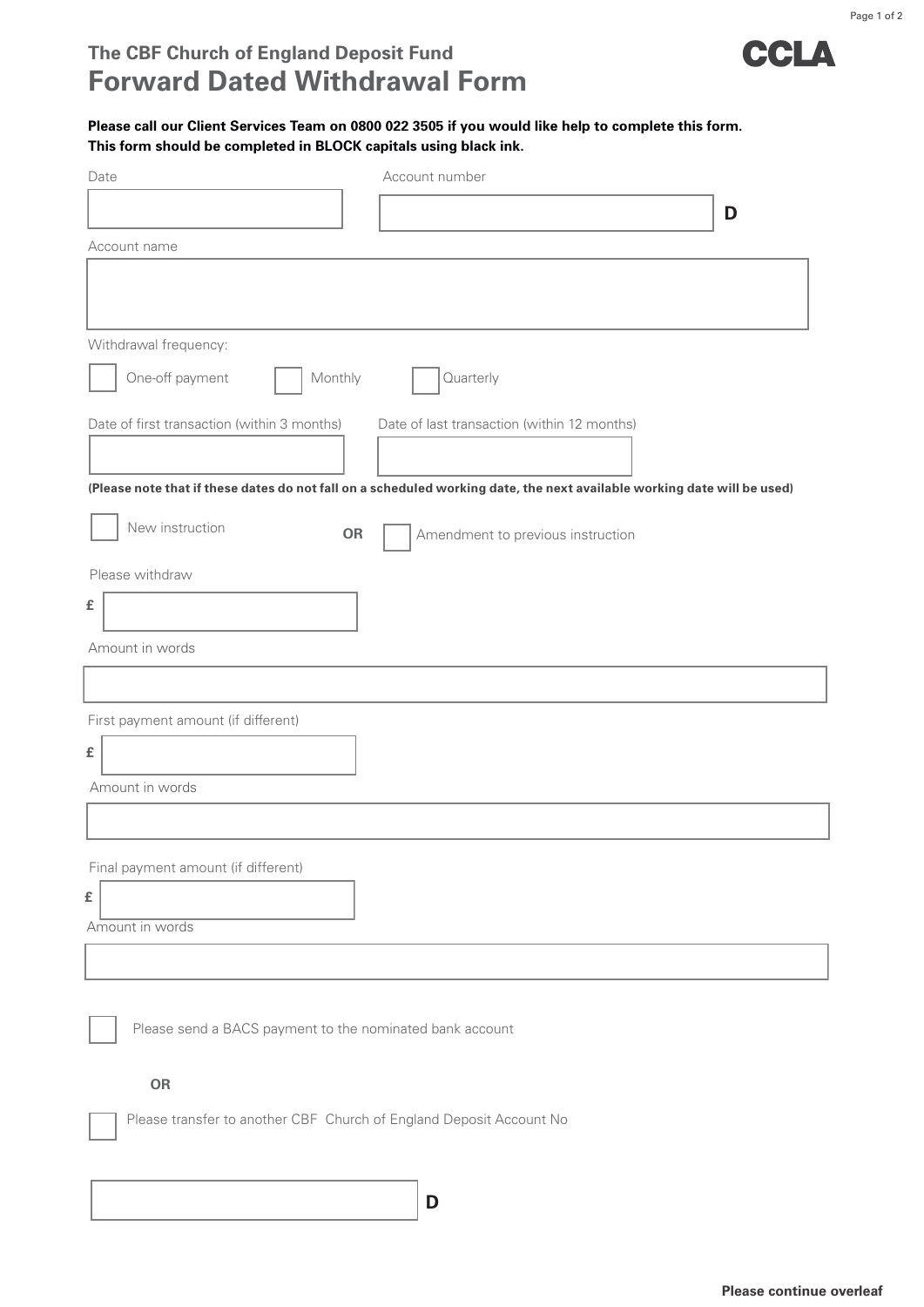## The CBF Church of England Deposit Fund

# Forward Dated Withdrawal Form

CCLA

**Please call our Client Services Team on 0800 022 3505 if you would like help to complete this form.**
**This form should be completed in BLOCK capitals using black ink.**

Date

Account number D

Account name

Withdrawal frequency:

☐ One-off payment ☐ Monthly ☐ Quarterly

Date of first transaction (within 3 months)

Date of last transaction (within 12 months)

**(Please note that if these dates do not fall on a scheduled working date, the next available working date will be used)**

☐ New instruction **OR** ☐ Amendment to previous instruction

Please withdraw

£

Amount in words

First payment amount (if different)

£

Amount in words

Final payment amount (if different)

£

Amount in words

☐ Please send a BACS payment to the nominated bank account

**OR**

☐ Please transfer to another CBF Church of England Deposit Account No

D

**Please continue overleaf**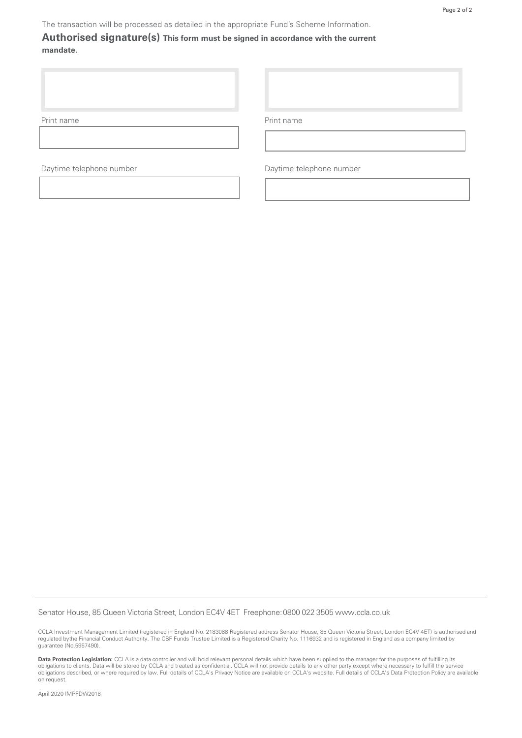The transaction will be processed as detailed in the appropriate Fund's Scheme Information.

**Authorised signature(s)** **This form must be signed in accordance with the current mandate.**

Print name

Daytime telephone number

Print name

Daytime telephone number

Senator House, 85 Queen Victoria Street, London EC4V 4ET Freephone: 0800 022 3505 www.ccla.co.uk

CCLA Investment Management Limited (registered in England No. 2183088 Registered address Senator House, 85 Queen Victoria Street, London EC4V 4ET) is authorised and regulated bythe Financial Conduct Authority. The CBF Funds Trustee Limited is a Registered Charity No. 1116932 and is registered in England as a company limited by guarantee (No.5957490).

**Data Protection Legislation:** CCLA is a data controller and will hold relevant personal details which have been supplied to the manager for the purposes of fulfilling its obligations to clients. Data will be stored by CCLA and treated as confidential. CCLA will not provide details to any other party except where necessary to fulfill the service obligations described, or where required by law. Full details of CCLA's Privacy Notice are available on CCLA's website. Full details of CCLA's Data Protection Policy are available on request.

April 2020 IMPFDW2018